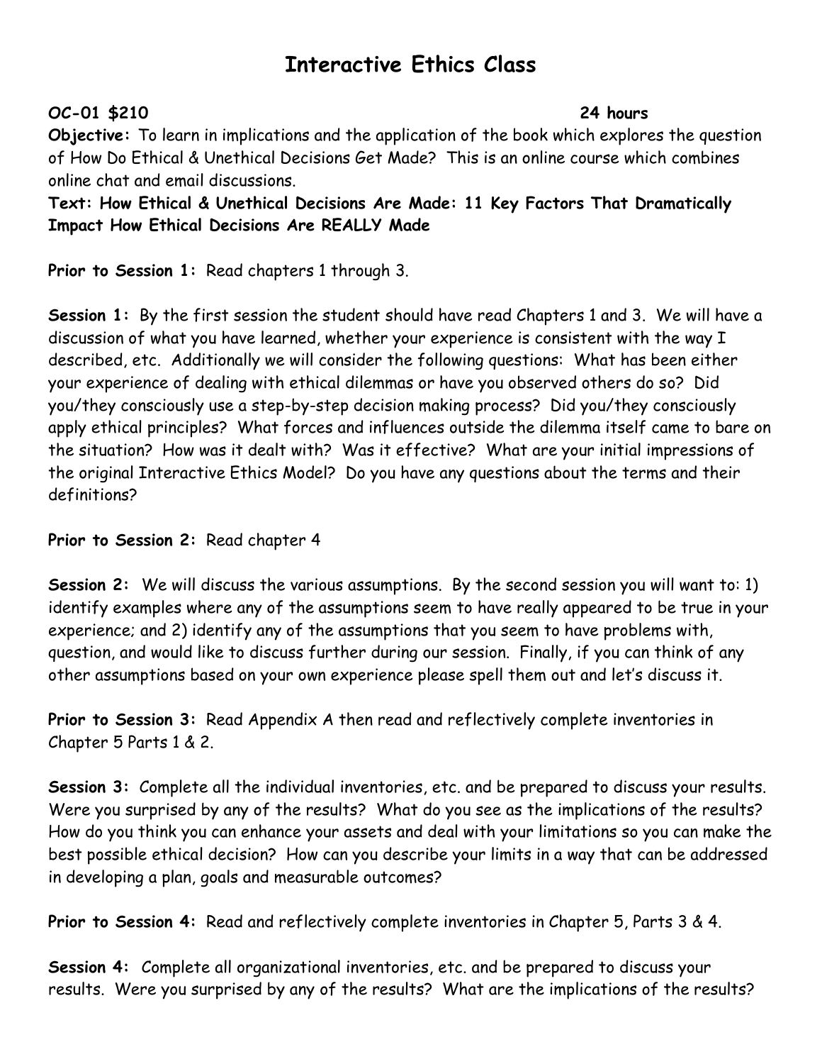# Interactive Ethics Class

**OC-01 $210** **24 hours**

**Objective:** To learn in implications and the application of the book which explores the question of How Do Ethical & Unethical Decisions Get Made? This is an online course which combines online chat and email discussions.

**Text: How Ethical & Unethical Decisions Are Made: 11 Key Factors That Dramatically Impact How Ethical Decisions Are REALLY Made**

**Prior to Session 1:** Read chapters 1 through 3.

**Session 1:** By the first session the student should have read Chapters 1 and 3. We will have a discussion of what you have learned, whether your experience is consistent with the way I described, etc. Additionally we will consider the following questions: What has been either your experience of dealing with ethical dilemmas or have you observed others do so? Did you/they consciously use a step-by-step decision making process? Did you/they consciously apply ethical principles? What forces and influences outside the dilemma itself came to bare on the situation? How was it dealt with? Was it effective? What are your initial impressions of the original Interactive Ethics Model? Do you have any questions about the terms and their definitions?

**Prior to Session 2:** Read chapter 4

**Session 2:** We will discuss the various assumptions. By the second session you will want to: 1) identify examples where any of the assumptions seem to have really appeared to be true in your experience; and 2) identify any of the assumptions that you seem to have problems with, question, and would like to discuss further during our session. Finally, if you can think of any other assumptions based on your own experience please spell them out and let's discuss it.

**Prior to Session 3:** Read Appendix A then read and reflectively complete inventories in Chapter 5 Parts 1 & 2.

**Session 3:** Complete all the individual inventories, etc. and be prepared to discuss your results. Were you surprised by any of the results? What do you see as the implications of the results? How do you think you can enhance your assets and deal with your limitations so you can make the best possible ethical decision? How can you describe your limits in a way that can be addressed in developing a plan, goals and measurable outcomes?

**Prior to Session 4:** Read and reflectively complete inventories in Chapter 5, Parts 3 & 4.

**Session 4:** Complete all organizational inventories, etc. and be prepared to discuss your results. Were you surprised by any of the results? What are the implications of the results?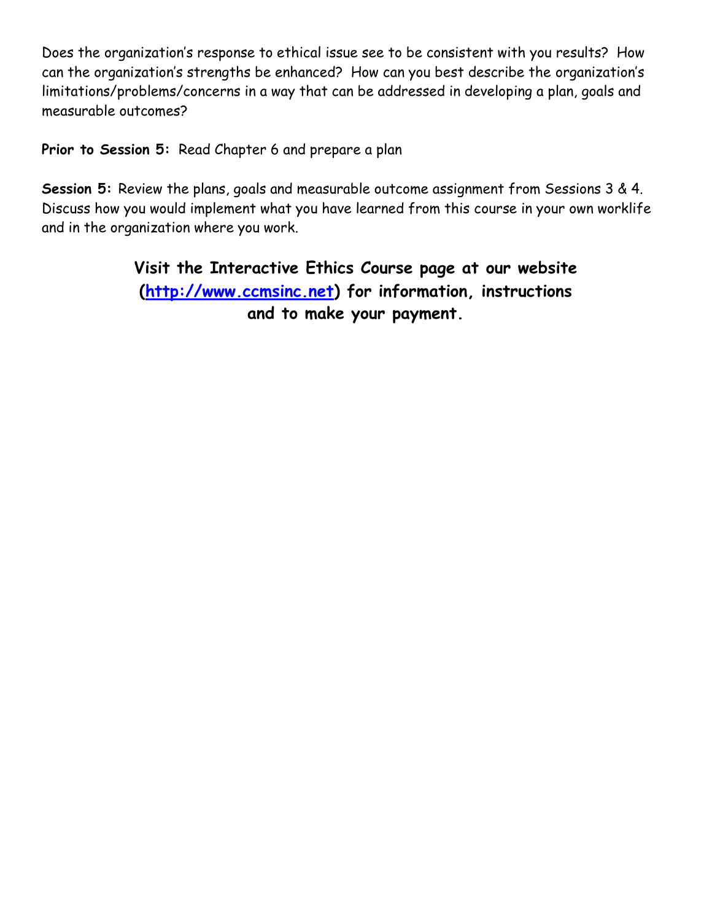Does the organization's response to ethical issue see to be consistent with you results? How can the organization's strengths be enhanced? How can you best describe the organization's limitations/problems/concerns in a way that can be addressed in developing a plan, goals and measurable outcomes?

**Prior to Session 5:** Read Chapter 6 and prepare a plan

**Session 5:** Review the plans, goals and measurable outcome assignment from Sessions 3 & 4. Discuss how you would implement what you have learned from this course in your own worklife and in the organization where you work.

**Visit the Interactive Ethics Course page at our website ([http://www.ccmsinc.net](http://www.ccmsinc.net)) for information, instructions and to make your payment.**